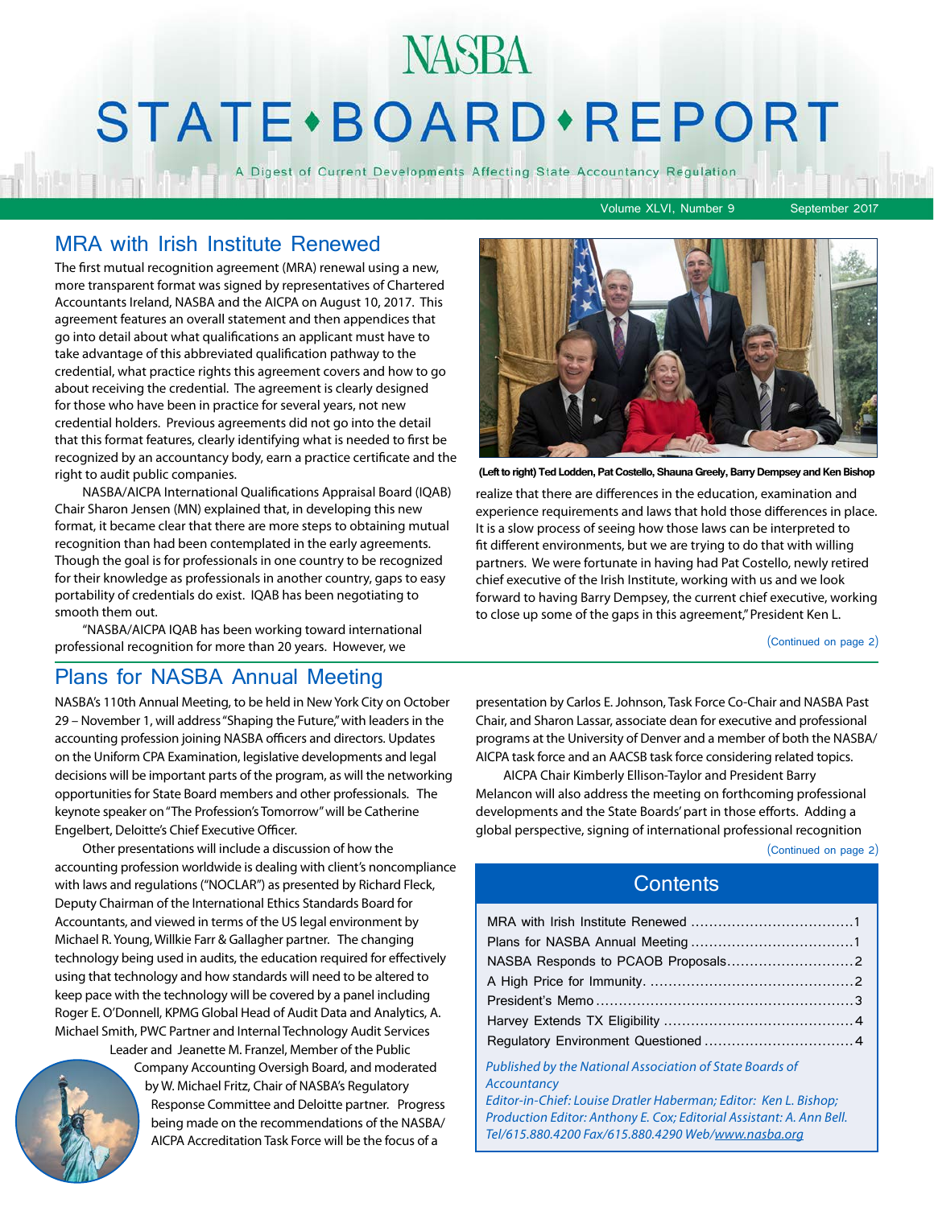# NASBA STATE • BOARD • REPORT

A Digest of Current Developments Affecting State Accountancy Regulation

Volume XLVI, Number 9 — September 2017

## MRA with Irish Institute Renewed

The first mutual recognition agreement (MRA) renewal using a new, more transparent format was signed by representatives of Chartered Accountants Ireland, NASBA and the AICPA on August 10, 2017. This agreement features an overall statement and then appendices that go into detail about what qualifications an applicant must have to take advantage of this abbreviated qualification pathway to the credential, what practice rights this agreement covers and how to go about receiving the credential. The agreement is clearly designed for those who have been in practice for several years, not new credential holders. Previous agreements did not go into the detail that this format features, clearly identifying what is needed to first be recognized by an accountancy body, earn a practice certificate and the right to audit public companies.

NASBA/AICPA International Qualifications Appraisal Board (IQAB) Chair Sharon Jensen (MN) explained that, in developing this new format, it became clear that there are more steps to obtaining mutual recognition than had been contemplated in the early agreements. Though the goal is for professionals in one country to be recognized for their knowledge as professionals in another country, gaps to easy portability of credentials do exist. IQAB has been negotiating to smooth them out.

"NASBA/AICPA IQAB has been working toward international professional recognition for more than 20 years. However, we realize that there are differences in the education, examination and experience requirements and laws that hold those differences in place. It is a slow process of seeing how those laws can be interpreted to fit different environments, but we are trying to do that with willing partners. We were fortunate in having had Pat Costello, newly retired chief executive of the Irish Institute, working with us and we look forward to having Barry Dempsey, the current chief executive, working to close up some of the gaps in this agreement," President Ken L.

**(Left to right) Ted Lodden, Pat Costello, Shauna Greely, Barry Dempsey and Ken Bishop**

(Continued on page 2)

## Plans for NASBA Annual Meeting

NASBA's 110th Annual Meeting, to be held in New York City on October 29 – November 1, will address "Shaping the Future," with leaders in the accounting profession joining NASBA officers and directors. Updates on the Uniform CPA Examination, legislative developments and legal decisions will be important parts of the program, as will the networking opportunities for State Board members and other professionals. The keynote speaker on "The Profession's Tomorrow" will be Catherine Engelbert, Deloitte's Chief Executive Officer.

Other presentations will include a discussion of how the accounting profession worldwide is dealing with client's noncompliance with laws and regulations ("NOCLAR") as presented by Richard Fleck, Deputy Chairman of the International Ethics Standards Board for Accountants, and viewed in terms of the US legal environment by Michael R. Young, Willkie Farr & Gallagher partner. The changing technology being used in audits, the education required for effectively using that technology and how standards will need to be altered to keep pace with the technology will be covered by a panel including Roger E. O'Donnell, KPMG Global Head of Audit Data and Analytics, A. Michael Smith, PWC Partner and Internal Technology Audit Services Leader and Jeanette M. Franzel, Member of the Public Company Accounting Oversight Board, and moderated by W. Michael Fritz, Chair of NASBA's Regulatory Response Committee and Deloitte partner. Progress being made on the recommendations of the NASBA/AICPA Accreditation Task Force will be the focus of a presentation by Carlos E. Johnson, Task Force Co-Chair and NASBA Past Chair, and Sharon Lassar, associate dean for executive and professional programs at the University of Denver and a member of both the NASBA/AICPA task force and an AACSB task force considering related topics.

AICPA Chair Kimberly Ellison-Taylor and President Barry Melancon will also address the meeting on forthcoming professional developments and the State Boards' part in those efforts. Adding a global perspective, signing of international professional recognition

(Continued on page 2)

## Contents

- MRA with Irish Institute Renewed .......... 1
- Plans for NASBA Annual Meeting .......... 1
- NASBA Responds to PCAOB Proposals .......... 2
- A High Price for Immunity. .......... 2
- President's Memo .......... 3
- Harvey Extends TX Eligibility .......... 4
- Regulatory Environment Questioned .......... 4

*Published by the National Association of State Boards of Accountancy*
*Editor-in-Chief: Louise Dratler Haberman; Editor: Ken L. Bishop; Production Editor: Anthony E. Cox; Editorial Assistant: A. Ann Bell.*
*Tel/615.880.4200 Fax/615.880.4290 Web/www.nasba.org*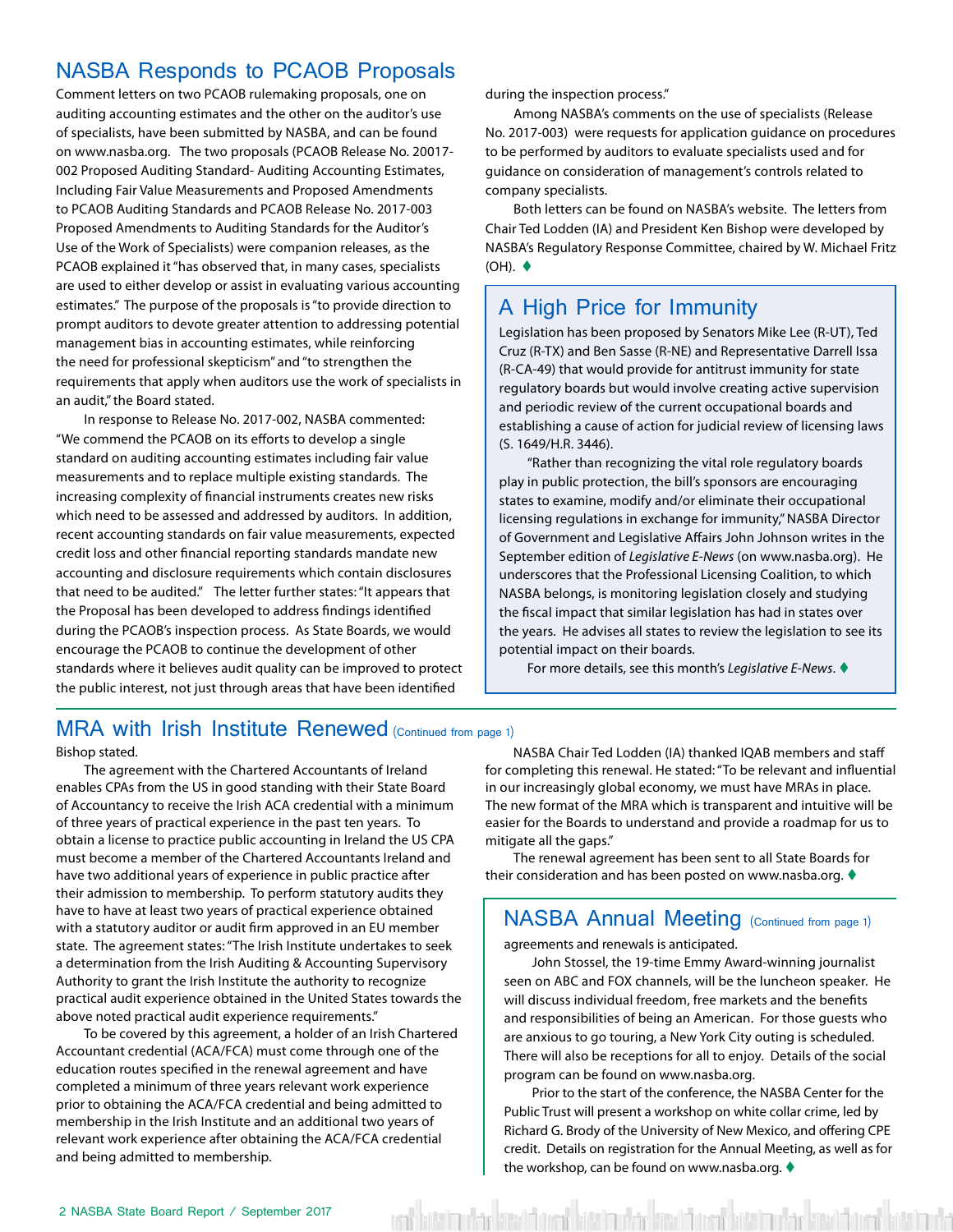## NASBA Responds to PCAOB Proposals

Comment letters on two PCAOB rulemaking proposals, one on auditing accounting estimates and the other on the auditor's use of specialists, have been submitted by NASBA, and can be found on www.nasba.org. The two proposals (PCAOB Release No. 20017-002 Proposed Auditing Standard- Auditing Accounting Estimates, Including Fair Value Measurements and Proposed Amendments to PCAOB Auditing Standards and PCAOB Release No. 2017-003 Proposed Amendments to Auditing Standards for the Auditor's Use of the Work of Specialists) were companion releases, as the PCAOB explained it "has observed that, in many cases, specialists are used to either develop or assist in evaluating various accounting estimates." The purpose of the proposals is "to provide direction to prompt auditors to devote greater attention to addressing potential management bias in accounting estimates, while reinforcing the need for professional skepticism" and "to strengthen the requirements that apply when auditors use the work of specialists in an audit," the Board stated.

In response to Release No. 2017-002, NASBA commented: "We commend the PCAOB on its efforts to develop a single standard on auditing accounting estimates including fair value measurements and to replace multiple existing standards. The increasing complexity of financial instruments creates new risks which need to be assessed and addressed by auditors. In addition, recent accounting standards on fair value measurements, expected credit loss and other financial reporting standards mandate new accounting and disclosure requirements which contain disclosures that need to be audited." The letter further states: "It appears that the Proposal has been developed to address findings identified during the PCAOB's inspection process. As State Boards, we would encourage the PCAOB to continue the development of other standards where it believes audit quality can be improved to protect the public interest, not just through areas that have been identified during the inspection process."

Among NASBA's comments on the use of specialists (Release No. 2017-003) were requests for application guidance on procedures to be performed by auditors to evaluate specialists used and for guidance on consideration of management's controls related to company specialists.

Both letters can be found on NASBA's website. The letters from Chair Ted Lodden (IA) and President Ken Bishop were developed by NASBA's Regulatory Response Committee, chaired by W. Michael Fritz (OH). ♦

## A High Price for Immunity

Legislation has been proposed by Senators Mike Lee (R-UT), Ted Cruz (R-TX) and Ben Sasse (R-NE) and Representative Darrell Issa (R-CA-49) that would provide for antitrust immunity for state regulatory boards but would involve creating active supervision and periodic review of the current occupational boards and establishing a cause of action for judicial review of licensing laws (S. 1649/H.R. 3446).

"Rather than recognizing the vital role regulatory boards play in public protection, the bill's sponsors are encouraging states to examine, modify and/or eliminate their occupational licensing regulations in exchange for immunity," NASBA Director of Government and Legislative Affairs John Johnson writes in the September edition of *Legislative E-News* (on www.nasba.org). He underscores that the Professional Licensing Coalition, to which NASBA belongs, is monitoring legislation closely and studying the fiscal impact that similar legislation has had in states over the years. He advises all states to review the legislation to see its potential impact on their boards.

For more details, see this month's *Legislative E-News*. ♦

## MRA with Irish Institute Renewed (Continued from page 1)

Bishop stated.

The agreement with the Chartered Accountants of Ireland enables CPAs from the US in good standing with their State Board of Accountancy to receive the Irish ACA credential with a minimum of three years of practical experience in the past ten years. To obtain a license to practice public accounting in Ireland the US CPA must become a member of the Chartered Accountants Ireland and have two additional years of experience in public practice after their admission to membership. To perform statutory audits they have to have at least two years of practical experience obtained with a statutory auditor or audit firm approved in an EU member state. The agreement states: "The Irish Institute undertakes to seek a determination from the Irish Auditing & Accounting Supervisory Authority to grant the Irish Institute the authority to recognize practical audit experience obtained in the United States towards the above noted practical audit experience requirements."

To be covered by this agreement, a holder of an Irish Chartered Accountant credential (ACA/FCA) must come through one of the education routes specified in the renewal agreement and have completed a minimum of three years relevant work experience prior to obtaining the ACA/FCA credential and being admitted to membership in the Irish Institute and an additional two years of relevant work experience after obtaining the ACA/FCA credential and being admitted to membership.

NASBA Chair Ted Lodden (IA) thanked IQAB members and staff for completing this renewal. He stated: "To be relevant and influential in our increasingly global economy, we must have MRAs in place. The new format of the MRA which is transparent and intuitive will be easier for the Boards to understand and provide a roadmap for us to mitigate all the gaps."

The renewal agreement has been sent to all State Boards for their consideration and has been posted on www.nasba.org. ♦

## NASBA Annual Meeting (Continued from page 1)

agreements and renewals is anticipated.

John Stossel, the 19-time Emmy Award-winning journalist seen on ABC and FOX channels, will be the luncheon speaker. He will discuss individual freedom, free markets and the benefits and responsibilities of being an American. For those guests who are anxious to go touring, a New York City outing is scheduled. There will also be receptions for all to enjoy. Details of the social program can be found on www.nasba.org.

Prior to the start of the conference, the NASBA Center for the Public Trust will present a workshop on white collar crime, led by Richard G. Brody of the University of New Mexico, and offering CPE credit. Details on registration for the Annual Meeting, as well as for the workshop, can be found on www.nasba.org. ♦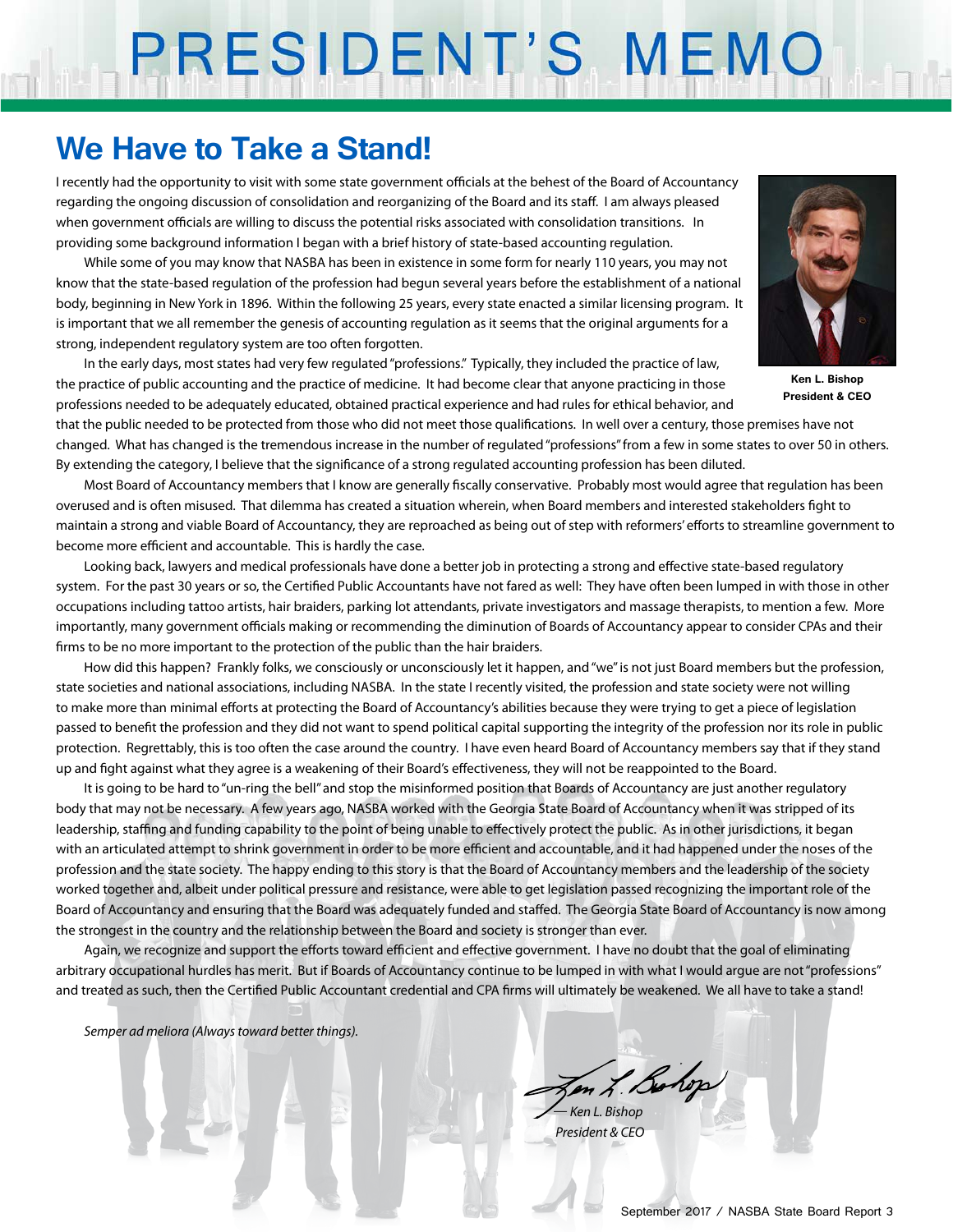# PRESIDENT'S MEMO

## We Have to Take a Stand!

I recently had the opportunity to visit with some state government officials at the behest of the Board of Accountancy regarding the ongoing discussion of consolidation and reorganizing of the Board and its staff. I am always pleased when government officials are willing to discuss the potential risks associated with consolidation transitions. In providing some background information I began with a brief history of state-based accounting regulation.

While some of you may know that NASBA has been in existence in some form for nearly 110 years, you may not know that the state-based regulation of the profession had begun several years before the establishment of a national body, beginning in New York in 1896. Within the following 25 years, every state enacted a similar licensing program. It is important that we all remember the genesis of accounting regulation as it seems that the original arguments for a strong, independent regulatory system are too often forgotten.

In the early days, most states had very few regulated "professions." Typically, they included the practice of law, the practice of public accounting and the practice of medicine. It had become clear that anyone practicing in those professions needed to be adequately educated, obtained practical experience and had rules for ethical behavior, and that the public needed to be protected from those who did not meet those qualifications. In well over a century, those premises have not changed. What has changed is the tremendous increase in the number of regulated "professions" from a few in some states to over 50 in others. By extending the category, I believe that the significance of a strong regulated accounting profession has been diluted.

**Ken L. Bishop**
**President & CEO**

Most Board of Accountancy members that I know are generally fiscally conservative. Probably most would agree that regulation has been overused and is often misused. That dilemma has created a situation wherein, when Board members and interested stakeholders fight to maintain a strong and viable Board of Accountancy, they are reproached as being out of step with reformers' efforts to streamline government to become more efficient and accountable. This is hardly the case.

Looking back, lawyers and medical professionals have done a better job in protecting a strong and effective state-based regulatory system. For the past 30 years or so, the Certified Public Accountants have not fared as well: They have often been lumped in with those in other occupations including tattoo artists, hair braiders, parking lot attendants, private investigators and massage therapists, to mention a few. More importantly, many government officials making or recommending the diminution of Boards of Accountancy appear to consider CPAs and their firms to be no more important to the protection of the public than the hair braiders.

How did this happen? Frankly folks, we consciously or unconsciously let it happen, and "we" is not just Board members but the profession, state societies and national associations, including NASBA. In the state I recently visited, the profession and state society were not willing to make more than minimal efforts at protecting the Board of Accountancy's abilities because they were trying to get a piece of legislation passed to benefit the profession and they did not want to spend political capital supporting the integrity of the profession nor its role in public protection. Regrettably, this is too often the case around the country. I have even heard Board of Accountancy members say that if they stand up and fight against what they agree is a weakening of their Board's effectiveness, they will not be reappointed to the Board.

It is going to be hard to "un-ring the bell" and stop the misinformed position that Boards of Accountancy are just another regulatory body that may not be necessary. A few years ago, NASBA worked with the Georgia State Board of Accountancy when it was stripped of its leadership, staffing and funding capability to the point of being unable to effectively protect the public. As in other jurisdictions, it began with an articulated attempt to shrink government in order to be more efficient and accountable, and it had happened under the noses of the profession and the state society. The happy ending to this story is that the Board of Accountancy members and the leadership of the society worked together and, albeit under political pressure and resistance, were able to get legislation passed recognizing the important role of the Board of Accountancy and ensuring that the Board was adequately funded and staffed. The Georgia State Board of Accountancy is now among the strongest in the country and the relationship between the Board and society is stronger than ever.

Again, we recognize and support the efforts toward efficient and effective government. I have no doubt that the goal of eliminating arbitrary occupational hurdles has merit. But if Boards of Accountancy continue to be lumped in with what I would argue are not "professions" and treated as such, then the Certified Public Accountant credential and CPA firms will ultimately be weakened. We all have to take a stand!

*Semper ad meliora (Always toward better things).*

*— Ken L. Bishop*
*President & CEO*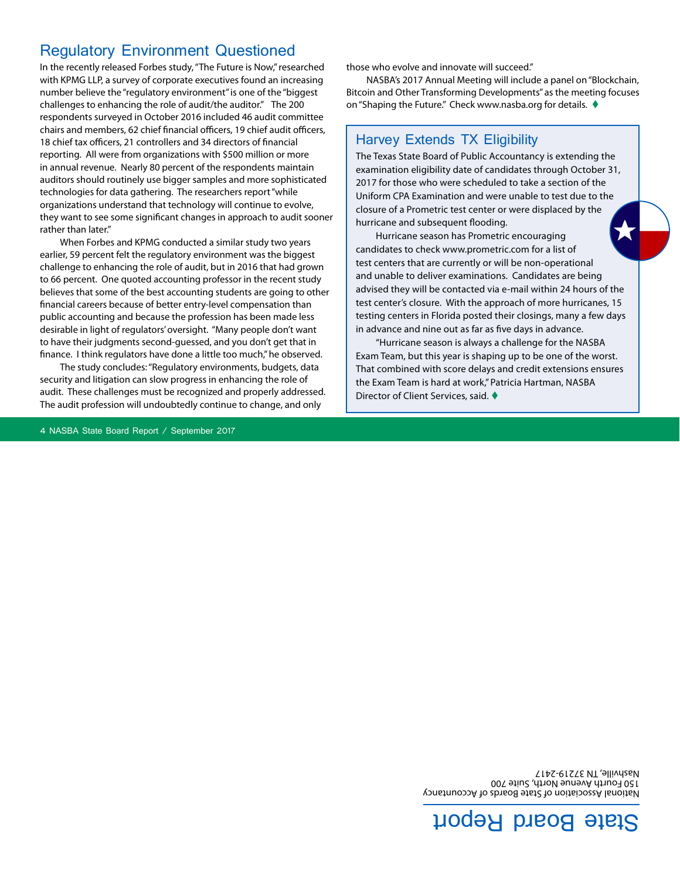## Regulatory Environment Questioned

In the recently released Forbes study, "The Future is Now," researched with KPMG LLP, a survey of corporate executives found an increasing number believe the "regulatory environment" is one of the "biggest challenges to enhancing the role of audit/the auditor." The 200 respondents surveyed in October 2016 included 46 audit committee chairs and members, 62 chief financial officers, 19 chief audit officers, 18 chief tax officers, 21 controllers and 34 directors of financial reporting. All were from organizations with $500 million or more in annual revenue. Nearly 80 percent of the respondents maintain auditors should routinely use bigger samples and more sophisticated technologies for data gathering. The researchers report "while organizations understand that technology will continue to evolve, they want to see some significant changes in approach to audit sooner rather than later."

When Forbes and KPMG conducted a similar study two years earlier, 59 percent felt the regulatory environment was the biggest challenge to enhancing the role of audit, but in 2016 that had grown to 66 percent. One quoted accounting professor in the recent study believes that some of the best accounting students are going to other financial careers because of better entry-level compensation than public accounting and because the profession has been made less desirable in light of regulators' oversight. "Many people don't want to have their judgments second-guessed, and you don't get that in finance. I think regulators have done a little too much," he observed.

The study concludes: "Regulatory environments, budgets, data security and litigation can slow progress in enhancing the role of audit. These challenges must be recognized and properly addressed. The audit profession will undoubtedly continue to change, and only those who evolve and innovate will succeed."

NASBA's 2017 Annual Meeting will include a panel on "Blockchain, Bitcoin and Other Transforming Developments" as the meeting focuses on "Shaping the Future." Check www.nasba.org for details. ♦

## Harvey Extends TX Eligibility

The Texas State Board of Public Accountancy is extending the examination eligibility date of candidates through October 31, 2017 for those who were scheduled to take a section of the Uniform CPA Examination and were unable to test due to the closure of a Prometric test center or were displaced by the hurricane and subsequent flooding.

Hurricane season has Prometric encouraging candidates to check www.prometric.com for a list of test centers that are currently or will be non-operational and unable to deliver examinations. Candidates are being advised they will be contacted via e-mail within 24 hours of the test center's closure. With the approach of more hurricanes, 15 testing centers in Florida posted their closings, many a few days in advance and nine out as far as five days in advance.

"Hurricane season is always a challenge for the NASBA Exam Team, but this year is shaping up to be one of the worst. That combined with score delays and credit extensions ensures the Exam Team is hard at work," Patricia Hartman, NASBA Director of Client Services, said. ♦

State Board Report

National Association of State Boards of Accountancy
150 Fourth Avenue North, Suite 700
Nashville, TN 37219-2417